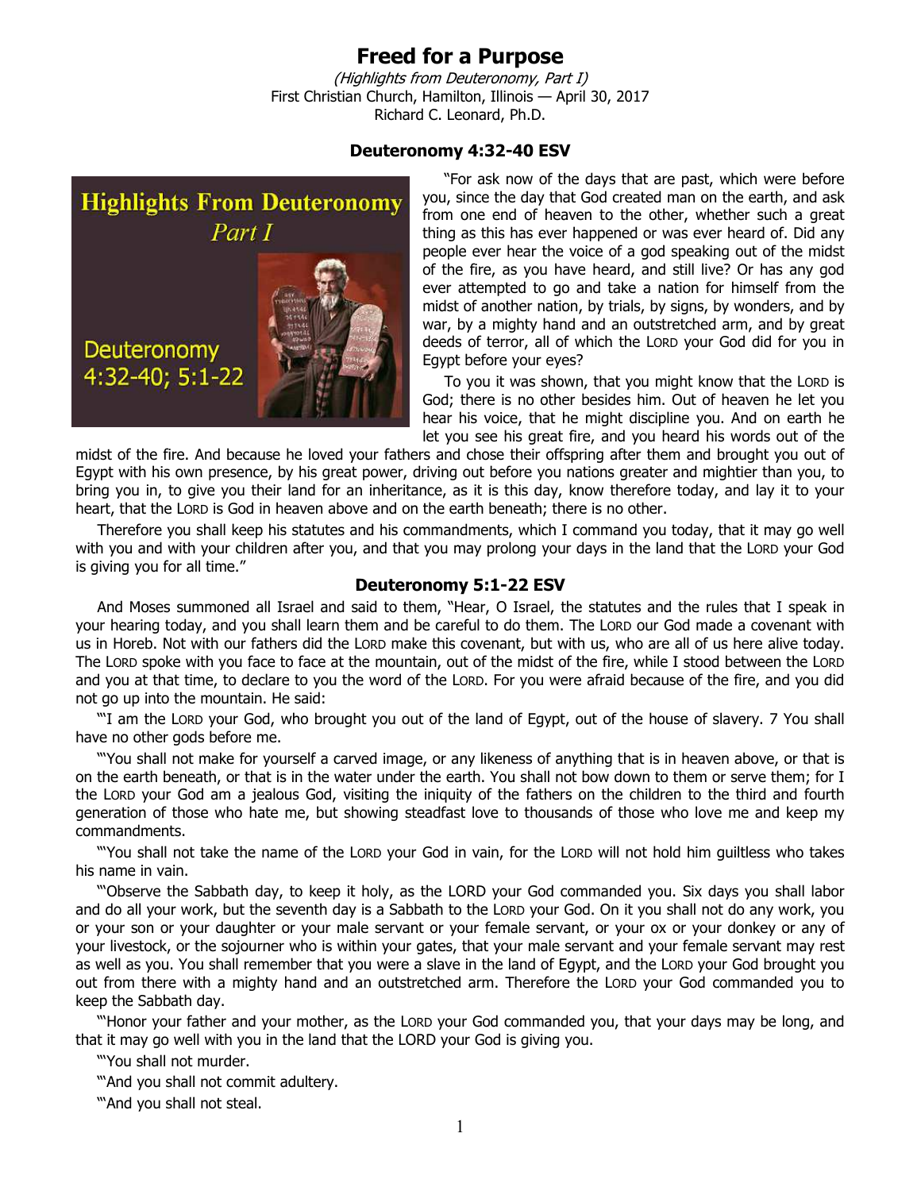# Freed for a Purpose

*(Highlights from Deuteronomy, Part I)*
First Christian Church, Hamilton, Illinois — April 30, 2017
Richard C. Leonard, Ph.D.

### Deuteronomy 4:32-40 ESV

"For ask now of the days that are past, which were before you, since the day that God created man on the earth, and ask from one end of heaven to the other, whether such a great thing as this has ever happened or was ever heard of. Did any people ever hear the voice of a god speaking out of the midst of the fire, as you have heard, and still live? Or has any god ever attempted to go and take a nation for himself from the midst of another nation, by trials, by signs, by wonders, and by war, by a mighty hand and an outstretched arm, and by great deeds of terror, all of which the LORD your God did for you in Egypt before your eyes?

To you it was shown, that you might know that the LORD is God; there is no other besides him. Out of heaven he let you hear his voice, that he might discipline you. And on earth he let you see his great fire, and you heard his words out of the midst of the fire. And because he loved your fathers and chose their offspring after them and brought you out of Egypt with his own presence, by his great power, driving out before you nations greater and mightier than you, to bring you in, to give you their land for an inheritance, as it is this day, know therefore today, and lay it to your heart, that the LORD is God in heaven above and on the earth beneath; there is no other.

Therefore you shall keep his statutes and his commandments, which I command you today, that it may go well with you and with your children after you, and that you may prolong your days in the land that the LORD your God is giving you for all time."

### Deuteronomy 5:1-22 ESV

And Moses summoned all Israel and said to them, "Hear, O Israel, the statutes and the rules that I speak in your hearing today, and you shall learn them and be careful to do them. The LORD our God made a covenant with us in Horeb. Not with our fathers did the LORD make this covenant, but with us, who are all of us here alive today. The LORD spoke with you face to face at the mountain, out of the midst of the fire, while I stood between the LORD and you at that time, to declare to you the word of the LORD. For you were afraid because of the fire, and you did not go up into the mountain. He said:

"'I am the LORD your God, who brought you out of the land of Egypt, out of the house of slavery. 7 You shall have no other gods before me.

"'You shall not make for yourself a carved image, or any likeness of anything that is in heaven above, or that is on the earth beneath, or that is in the water under the earth. You shall not bow down to them or serve them; for I the LORD your God am a jealous God, visiting the iniquity of the fathers on the children to the third and fourth generation of those who hate me, but showing steadfast love to thousands of those who love me and keep my commandments.

"'You shall not take the name of the LORD your God in vain, for the LORD will not hold him guiltless who takes his name in vain.

"'Observe the Sabbath day, to keep it holy, as the LORD your God commanded you. Six days you shall labor and do all your work, but the seventh day is a Sabbath to the LORD your God. On it you shall not do any work, you or your son or your daughter or your male servant or your female servant, or your ox or your donkey or any of your livestock, or the sojourner who is within your gates, that your male servant and your female servant may rest as well as you. You shall remember that you were a slave in the land of Egypt, and the LORD your God brought you out from there with a mighty hand and an outstretched arm. Therefore the LORD your God commanded you to keep the Sabbath day.

"'Honor your father and your mother, as the LORD your God commanded you, that your days may be long, and that it may go well with you in the land that the LORD your God is giving you.

"'You shall not murder.

"'And you shall not commit adultery.

"'And you shall not steal.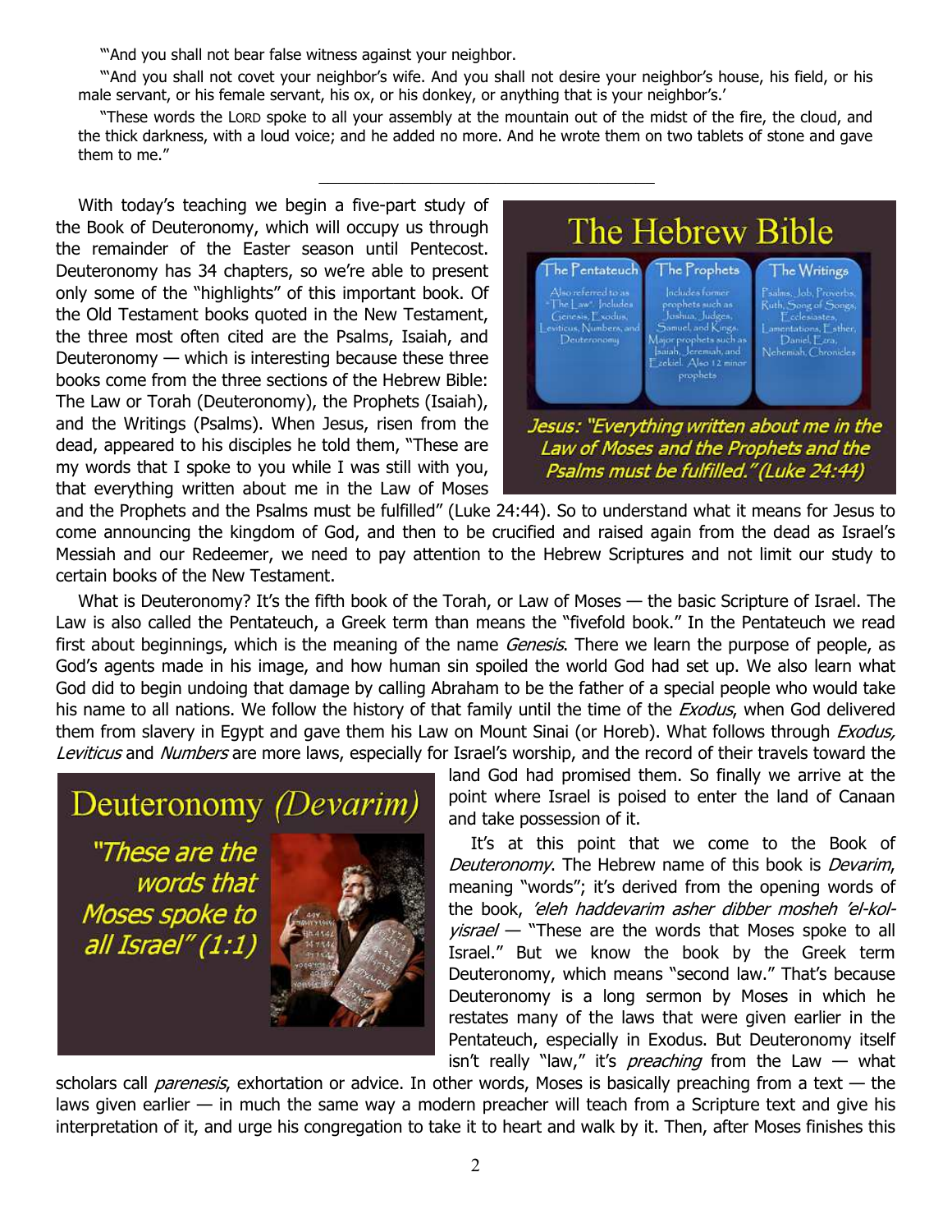"'And you shall not bear false witness against your neighbor.

"'And you shall not covet your neighbor's wife. And you shall not desire your neighbor's house, his field, or his male servant, or his female servant, his ox, or his donkey, or anything that is your neighbor's.'

"These words the LORD spoke to all your assembly at the mountain out of the midst of the fire, the cloud, and the thick darkness, with a loud voice; and he added no more. And he wrote them on two tablets of stone and gave them to me."

---

With today's teaching we begin a five-part study of the Book of Deuteronomy, which will occupy us through the remainder of the Easter season until Pentecost. Deuteronomy has 34 chapters, so we're able to present only some of the "highlights" of this important book. Of the Old Testament books quoted in the New Testament, the three most often cited are the Psalms, Isaiah, and Deuteronomy — which is interesting because these three books come from the three sections of the Hebrew Bible: The Law or Torah (Deuteronomy), the Prophets (Isaiah), and the Writings (Psalms). When Jesus, risen from the dead, appeared to his disciples he told them, "These are my words that I spoke to you while I was still with you, that everything written about me in the Law of Moses and the Prophets and the Psalms must be fulfilled" (Luke 24:44). So to understand what it means for Jesus to come announcing the kingdom of God, and then to be crucified and raised again from the dead as Israel's Messiah and our Redeemer, we need to pay attention to the Hebrew Scriptures and not limit our study to certain books of the New Testament.

What is Deuteronomy? It's the fifth book of the Torah, or Law of Moses — the basic Scripture of Israel. The Law is also called the Pentateuch, a Greek term than means the "fivefold book." In the Pentateuch we read first about beginnings, which is the meaning of the name *Genesis*. There we learn the purpose of people, as God's agents made in his image, and how human sin spoiled the world God had set up. We also learn what God did to begin undoing that damage by calling Abraham to be the father of a special people who would take his name to all nations. We follow the history of that family until the time of the *Exodus*, when God delivered them from slavery in Egypt and gave them his Law on Mount Sinai (or Horeb). What follows through *Exodus, Leviticus* and *Numbers* are more laws, especially for Israel's worship, and the record of their travels toward the land God had promised them. So finally we arrive at the point where Israel is poised to enter the land of Canaan and take possession of it.

It's at this point that we come to the Book of *Deuteronomy*. The Hebrew name of this book is *Devarim*, meaning "words"; it's derived from the opening words of the book, *'eleh haddevarim asher dibber mosheh 'el-kol-yisrael* — "These are the words that Moses spoke to all Israel." But we know the book by the Greek term Deuteronomy, which means "second law." That's because Deuteronomy is a long sermon by Moses in which he restates many of the laws that were given earlier in the Pentateuch, especially in Exodus. But Deuteronomy itself isn't really "law," it's *preaching* from the Law — what scholars call *parenesis*, exhortation or advice. In other words, Moses is basically preaching from a text — the laws given earlier — in much the same way a modern preacher will teach from a Scripture text and give his interpretation of it, and urge his congregation to take it to heart and walk by it. Then, after Moses finishes this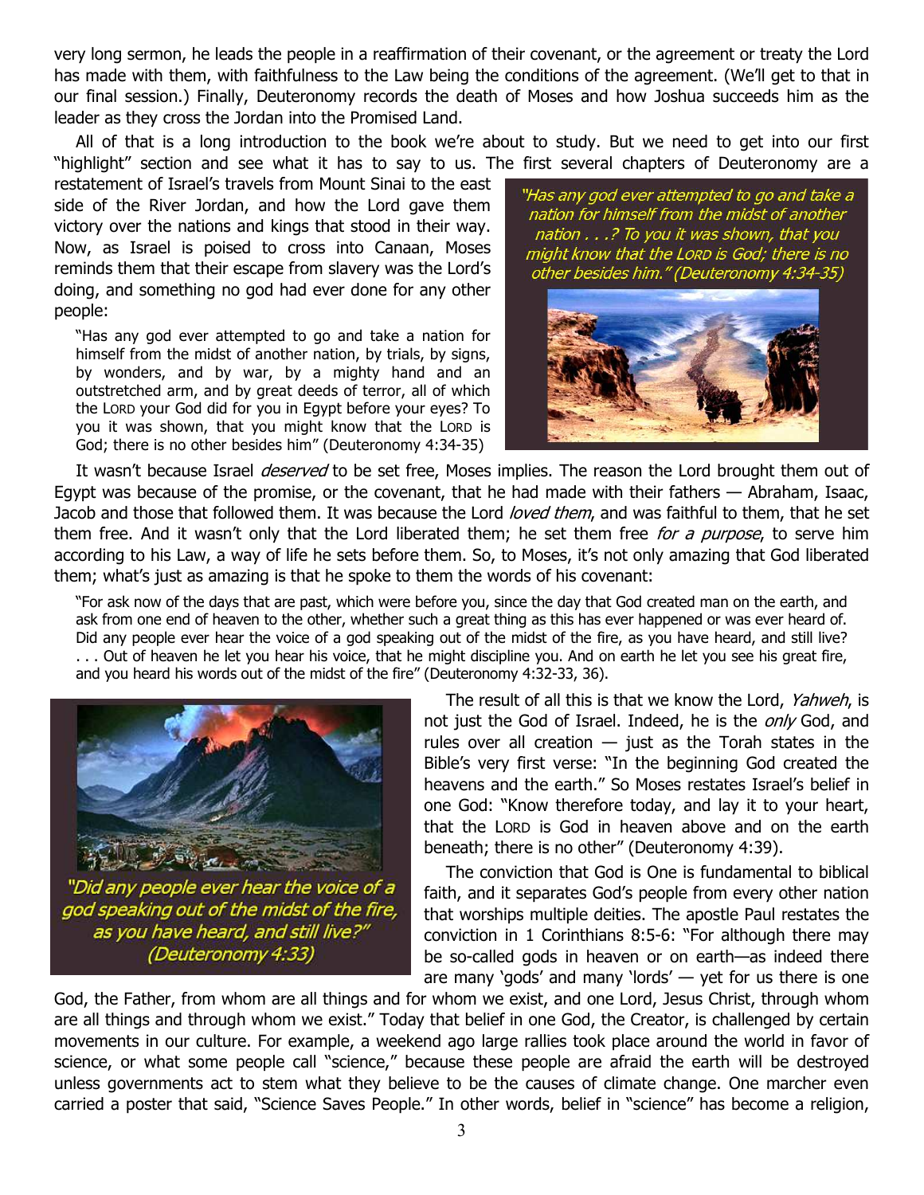very long sermon, he leads the people in a reaffirmation of their covenant, or the agreement or treaty the Lord has made with them, with faithfulness to the Law being the conditions of the agreement. (We'll get to that in our final session.) Finally, Deuteronomy records the death of Moses and how Joshua succeeds him as the leader as they cross the Jordan into the Promised Land.

All of that is a long introduction to the book we're about to study. But we need to get into our first "highlight" section and see what it has to say to us. The first several chapters of Deuteronomy are a restatement of Israel's travels from Mount Sinai to the east side of the River Jordan, and how the Lord gave them victory over the nations and kings that stood in their way. Now, as Israel is poised to cross into Canaan, Moses reminds them that their escape from slavery was the Lord's doing, and something no god had ever done for any other people:

> "Has any god ever attempted to go and take a nation for himself from the midst of another nation, by trials, by signs, by wonders, and by war, by a mighty hand and an outstretched arm, and by great deeds of terror, all of which the LORD your God did for you in Egypt before your eyes? To you it was shown, that you might know that the LORD is God; there is no other besides him" (Deuteronomy 4:34-35)

*"Has any god ever attempted to go and take a nation for himself from the midst of another nation . . .? To you it was shown, that you might know that the LORD is God; there is no other besides him." (Deuteronomy 4:34-35)*

It wasn't because Israel *deserved* to be set free, Moses implies. The reason the Lord brought them out of Egypt was because of the promise, or the covenant, that he had made with their fathers — Abraham, Isaac, Jacob and those that followed them. It was because the Lord *loved them*, and was faithful to them, that he set them free. And it wasn't only that the Lord liberated them; he set them free *for a purpose*, to serve him according to his Law, a way of life he sets before them. So, to Moses, it's not only amazing that God liberated them; what's just as amazing is that he spoke to them the words of his covenant:

> "For ask now of the days that are past, which were before you, since the day that God created man on the earth, and ask from one end of heaven to the other, whether such a great thing as this has ever happened or was ever heard of. Did any people ever hear the voice of a god speaking out of the midst of the fire, as you have heard, and still live? . . . Out of heaven he let you hear his voice, that he might discipline you. And on earth he let you see his great fire, and you heard his words out of the midst of the fire" (Deuteronomy 4:32-33, 36).

*"Did any people ever hear the voice of a god speaking out of the midst of the fire, as you have heard, and still live?" (Deuteronomy 4:33)*

The result of all this is that we know the Lord, *Yahweh*, is not just the God of Israel. Indeed, he is the *only* God, and rules over all creation — just as the Torah states in the Bible's very first verse: "In the beginning God created the heavens and the earth." So Moses restates Israel's belief in one God: "Know therefore today, and lay it to your heart, that the LORD is God in heaven above and on the earth beneath; there is no other" (Deuteronomy 4:39).

The conviction that God is One is fundamental to biblical faith, and it separates God's people from every other nation that worships multiple deities. The apostle Paul restates the conviction in 1 Corinthians 8:5-6: "For although there may be so-called gods in heaven or on earth—as indeed there are many 'gods' and many 'lords' — yet for us there is one God, the Father, from whom are all things and for whom we exist, and one Lord, Jesus Christ, through whom are all things and through whom we exist." Today that belief in one God, the Creator, is challenged by certain movements in our culture. For example, a weekend ago large rallies took place around the world in favor of science, or what some people call "science," because these people are afraid the earth will be destroyed unless governments act to stem what they believe to be the causes of climate change. One marcher even carried a poster that said, "Science Saves People." In other words, belief in "science" has become a religion,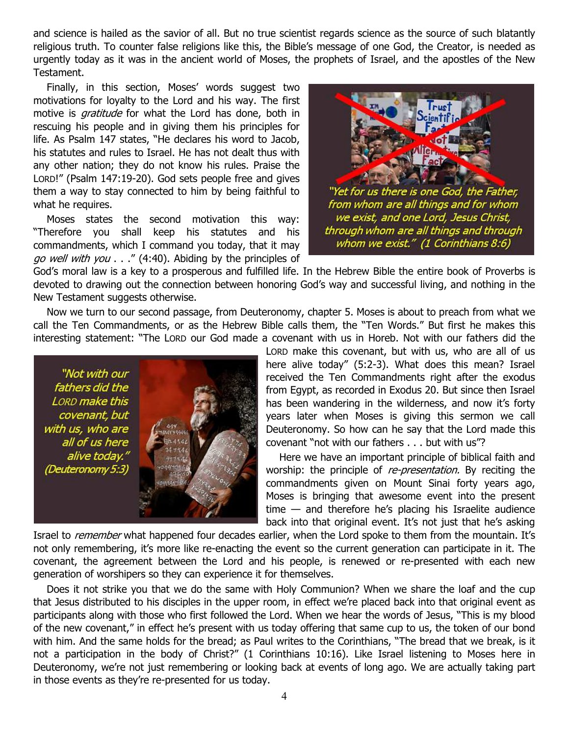and science is hailed as the savior of all. But no true scientist regards science as the source of such blatantly religious truth. To counter false religions like this, the Bible's message of one God, the Creator, is needed as urgently today as it was in the ancient world of Moses, the prophets of Israel, and the apostles of the New Testament.

Finally, in this section, Moses' words suggest two motivations for loyalty to the Lord and his way. The first motive is *gratitude* for what the Lord has done, both in rescuing his people and in giving them his principles for life. As Psalm 147 states, "He declares his word to Jacob, his statutes and rules to Israel. He has not dealt thus with any other nation; they do not know his rules. Praise the LORD!" (Psalm 147:19-20). God sets people free and gives them a way to stay connected to him by being faithful to what he requires.

*"Yet for us there is one God, the Father, from whom are all things and for whom we exist, and one Lord, Jesus Christ, through whom are all things and through whom we exist." (1 Corinthians 8:6)*

Moses states the second motivation this way: "Therefore you shall keep his statutes and his commandments, which I command you today, that it may *go well with you* . . ." (4:40). Abiding by the principles of God's moral law is a key to a prosperous and fulfilled life. In the Hebrew Bible the entire book of Proverbs is devoted to drawing out the connection between honoring God's way and successful living, and nothing in the New Testament suggests otherwise.

Now we turn to our second passage, from Deuteronomy, chapter 5. Moses is about to preach from what we call the Ten Commandments, or as the Hebrew Bible calls them, the "Ten Words." But first he makes this interesting statement: "The LORD our God made a covenant with us in Horeb. Not with our fathers did the LORD make this covenant, but with us, who are all of us here alive today" (5:2-3). What does this mean? Israel received the Ten Commandments right after the exodus from Egypt, as recorded in Exodus 20. But since then Israel has been wandering in the wilderness, and now it's forty years later when Moses is giving this sermon we call Deuteronomy. So how can he say that the Lord made this covenant "not with our fathers . . . but with us"?

*"Not with our fathers did the LORD make this covenant, but with us, who are all of us here alive today." (Deuteronomy 5:3)*

Here we have an important principle of biblical faith and worship: the principle of *re-presentation.* By reciting the commandments given on Mount Sinai forty years ago, Moses is bringing that awesome event into the present time — and therefore he's placing his Israelite audience back into that original event. It's not just that he's asking Israel to *remember* what happened four decades earlier, when the Lord spoke to them from the mountain. It's not only remembering, it's more like re-enacting the event so the current generation can participate in it. The covenant, the agreement between the Lord and his people, is renewed or re-presented with each new generation of worshipers so they can experience it for themselves.

Does it not strike you that we do the same with Holy Communion? When we share the loaf and the cup that Jesus distributed to his disciples in the upper room, in effect we're placed back into that original event as participants along with those who first followed the Lord. When we hear the words of Jesus, "This is my blood of the new covenant," in effect he's present with us today offering that same cup to us, the token of our bond with him. And the same holds for the bread; as Paul writes to the Corinthians, "The bread that we break, is it not a participation in the body of Christ?" (1 Corinthians 10:16). Like Israel listening to Moses here in Deuteronomy, we're not just remembering or looking back at events of long ago. We are actually taking part in those events as they're re-presented for us today.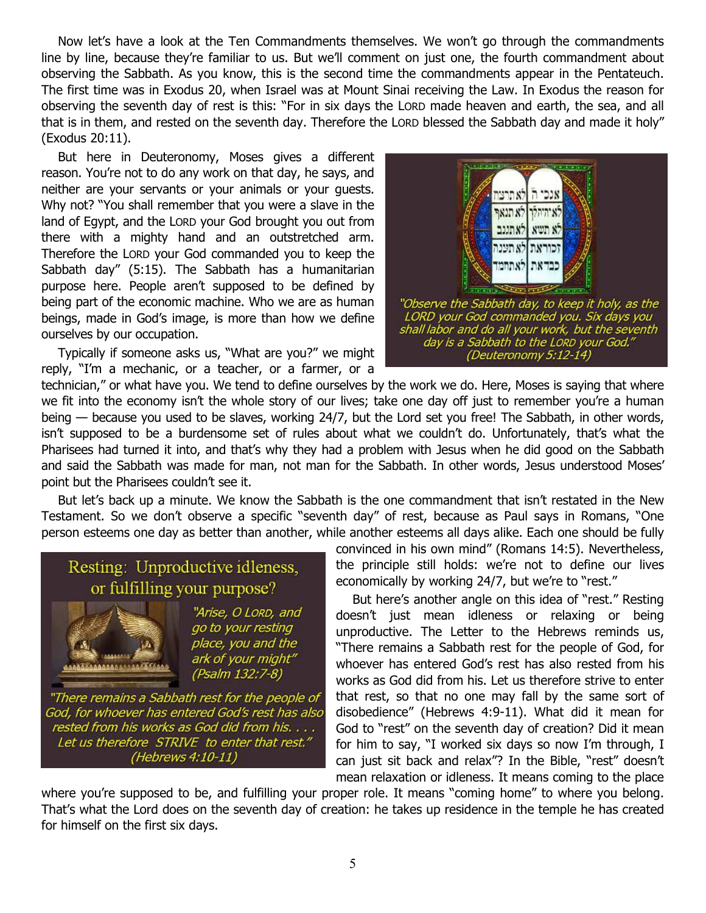Now let's have a look at the Ten Commandments themselves. We won't go through the commandments line by line, because they're familiar to us. But we'll comment on just one, the fourth commandment about observing the Sabbath. As you know, this is the second time the commandments appear in the Pentateuch. The first time was in Exodus 20, when Israel was at Mount Sinai receiving the Law. In Exodus the reason for observing the seventh day of rest is this: "For in six days the LORD made heaven and earth, the sea, and all that is in them, and rested on the seventh day. Therefore the LORD blessed the Sabbath day and made it holy" (Exodus 20:11).

But here in Deuteronomy, Moses gives a different reason. You're not to do any work on that day, he says, and neither are your servants or your animals or your guests. Why not? "You shall remember that you were a slave in the land of Egypt, and the LORD your God brought you out from there with a mighty hand and an outstretched arm. Therefore the LORD your God commanded you to keep the Sabbath day" (5:15). The Sabbath has a humanitarian purpose here. People aren't supposed to be defined by being part of the economic machine. Who we are as human beings, made in God's image, is more than how we define ourselves by our occupation.

*"Observe the Sabbath day, to keep it holy, as the LORD your God commanded you. Six days you shall labor and do all your work, but the seventh day is a Sabbath to the LORD your God." (Deuteronomy 5:12-14)*

Typically if someone asks us, "What are you?" we might reply, "I'm a mechanic, or a teacher, or a farmer, or a technician," or what have you. We tend to define ourselves by the work we do. Here, Moses is saying that where we fit into the economy isn't the whole story of our lives; take one day off just to remember you're a human being — because you used to be slaves, working 24/7, but the Lord set you free! The Sabbath, in other words, isn't supposed to be a burdensome set of rules about what we couldn't do. Unfortunately, that's what the Pharisees had turned it into, and that's why they had a problem with Jesus when he did good on the Sabbath and said the Sabbath was made for man, not man for the Sabbath. In other words, Jesus understood Moses' point but the Pharisees couldn't see it.

But let's back up a minute. We know the Sabbath is the one commandment that isn't restated in the New Testament. So we don't observe a specific "seventh day" of rest, because as Paul says in Romans, "One person esteems one day as better than another, while another esteems all days alike. Each one should be fully convinced in his own mind" (Romans 14:5). Nevertheless, the principle still holds: we're not to define our lives economically by working 24/7, but we're to "rest."

**Resting: Unproductive idleness, or fulfilling your purpose?**

*"Arise, O LORD, and go to your resting place, you and the ark of your might" (Psalm 132:7-8)*

*"There remains a Sabbath rest for the people of God, for whoever has entered God's rest has also rested from his works as God did from his. . . . Let us therefore STRIVE to enter that rest." (Hebrews 4:10-11)*

But here's another angle on this idea of "rest." Resting doesn't just mean idleness or relaxing or being unproductive. The Letter to the Hebrews reminds us, "There remains a Sabbath rest for the people of God, for whoever has entered God's rest has also rested from his works as God did from his. Let us therefore strive to enter that rest, so that no one may fall by the same sort of disobedience" (Hebrews 4:9-11). What did it mean for God to "rest" on the seventh day of creation? Did it mean for him to say, "I worked six days so now I'm through, I can just sit back and relax"? In the Bible, "rest" doesn't mean relaxation or idleness. It means coming to the place where you're supposed to be, and fulfilling your proper role. It means "coming home" to where you belong. That's what the Lord does on the seventh day of creation: he takes up residence in the temple he has created for himself on the first six days.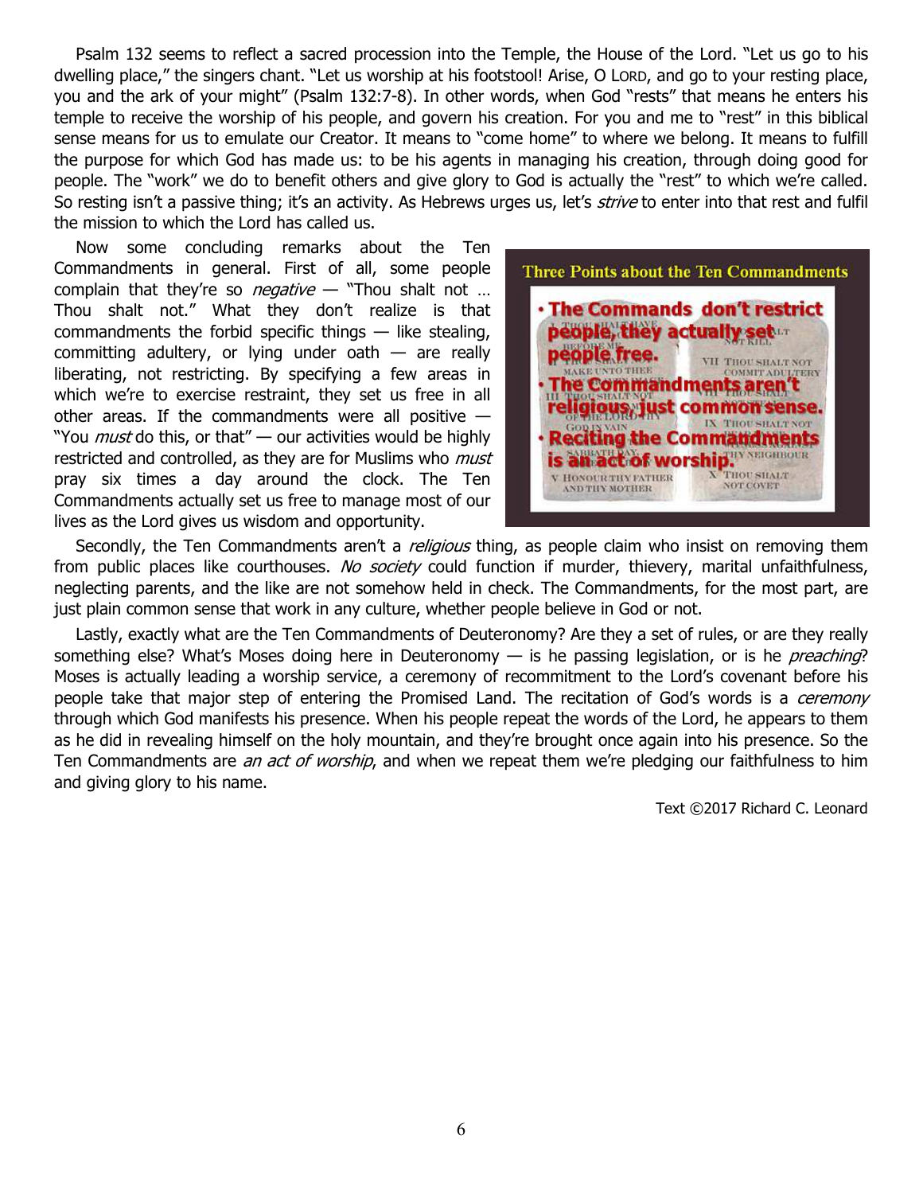Psalm 132 seems to reflect a sacred procession into the Temple, the House of the Lord. "Let us go to his dwelling place," the singers chant. "Let us worship at his footstool! Arise, O LORD, and go to your resting place, you and the ark of your might" (Psalm 132:7-8). In other words, when God "rests" that means he enters his temple to receive the worship of his people, and govern his creation. For you and me to "rest" in this biblical sense means for us to emulate our Creator. It means to "come home" to where we belong. It means to fulfill the purpose for which God has made us: to be his agents in managing his creation, through doing good for people. The "work" we do to benefit others and give glory to God is actually the "rest" to which we're called. So resting isn't a passive thing; it's an activity. As Hebrews urges us, let's *strive* to enter into that rest and fulfil the mission to which the Lord has called us.

Now some concluding remarks about the Ten Commandments in general. First of all, some people complain that they're so *negative* — "Thou shalt not … Thou shalt not." What they don't realize is that commandments the forbid specific things — like stealing, committing adultery, or lying under oath — are really liberating, not restricting. By specifying a few areas in which we're to exercise restraint, they set us free in all other areas. If the commandments were all positive — "You *must* do this, or that" — our activities would be highly restricted and controlled, as they are for Muslims who *must* pray six times a day around the clock. The Ten Commandments actually set us free to manage most of our lives as the Lord gives us wisdom and opportunity.

**Three Points about the Ten Commandments**

- The Commands don't restrict people, they actually set people free.
- The Commandments aren't religious, just common sense.
- Reciting the Commandments is an act of worship.

Secondly, the Ten Commandments aren't a *religious* thing, as people claim who insist on removing them from public places like courthouses. *No society* could function if murder, thievery, marital unfaithfulness, neglecting parents, and the like are not somehow held in check. The Commandments, for the most part, are just plain common sense that work in any culture, whether people believe in God or not.

Lastly, exactly what are the Ten Commandments of Deuteronomy? Are they a set of rules, or are they really something else? What's Moses doing here in Deuteronomy — is he passing legislation, or is he *preaching*? Moses is actually leading a worship service, a ceremony of recommitment to the Lord's covenant before his people take that major step of entering the Promised Land. The recitation of God's words is a *ceremony* through which God manifests his presence. When his people repeat the words of the Lord, he appears to them as he did in revealing himself on the holy mountain, and they're brought once again into his presence. So the Ten Commandments are *an act of worship*, and when we repeat them we're pledging our faithfulness to him and giving glory to his name.

Text ©2017 Richard C. Leonard